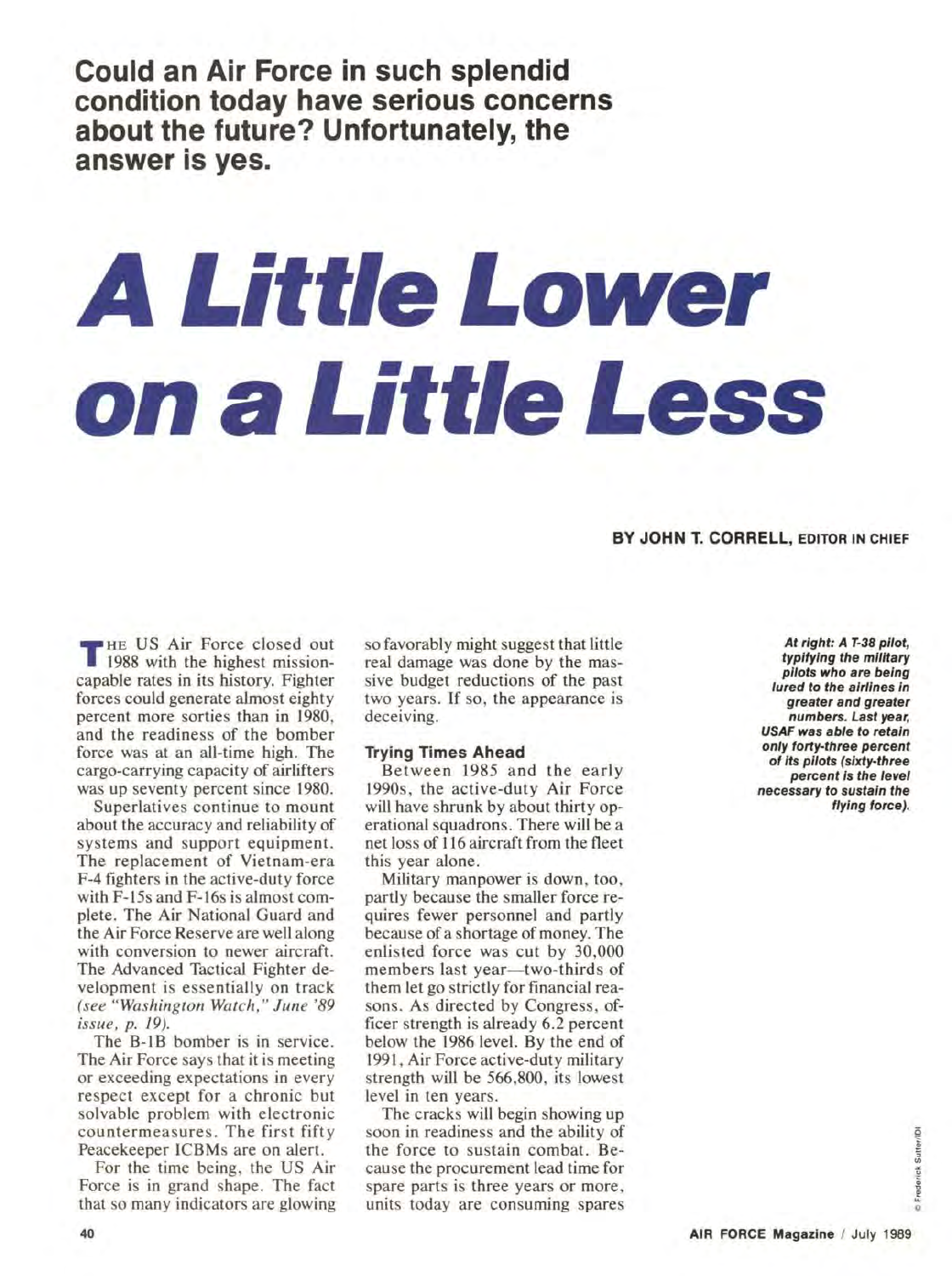**Could an Air Force in such splendid condition today have serious concerns about the future? Unfortunately, the answer is yes.**

# A Little Lower on a Little Less

**BY JOHN T. CORRELL, EDITOR IN CHIEF**

*At right: A T-38 pilot, typifying the military pilots who are being lured to the airlines in greater and greater numbers. Last year, USAF was able to retain only forty-three percent of its pilots (sixty-three percent is the level necessary to sustain the flying force).*

THE US Air Force closed out 1988 with the highest mission-capable rates in its history. Fighter forces could generate almost eighty percent more sorties than in 1980, and the readiness of the bomber force was at an all-time high. The cargo-carrying capacity of airlifters was up seventy percent since 1980.

Superlatives continue to mount about the accuracy and reliability of systems and support equipment. The replacement of Vietnam-era F-4 fighters in the active-duty force with F-15s and F-16s is almost complete. The Air National Guard and the Air Force Reserve are well along with conversion to newer aircraft. The Advanced Tactical Fighter development is essentially on track *(see "Washington Watch," June '89 issue, p. 19).*

The B-1B bomber is in service. The Air Force says that it is meeting or exceeding expectations in every respect except for a chronic but solvable problem with electronic countermeasures. The first fifty Peacekeeper ICBMs are on alert.

For the time being, the US Air Force is in grand shape. The fact that so many indicators are glowing so favorably might suggest that little real damage was done by the massive budget reductions of the past two years. If so, the appearance is deceiving.

### Trying Times Ahead

Between 1985 and the early 1990s, the active-duty Air Force will have shrunk by about thirty operational squadrons. There will be a net loss of 116 aircraft from the fleet this year alone.

Military manpower is down, too, partly because the smaller force requires fewer personnel and partly because of a shortage of money. The enlisted force was cut by 30,000 members last year—two-thirds of them let go strictly for financial reasons. As directed by Congress, officer strength is already 6.2 percent below the 1986 level. By the end of 1991, Air Force active-duty military strength will be 566,800, its lowest level in ten years.

The cracks will begin showing up soon in readiness and the ability of the force to sustain combat. Because the procurement lead time for spare parts is three years or more, units today are consuming spares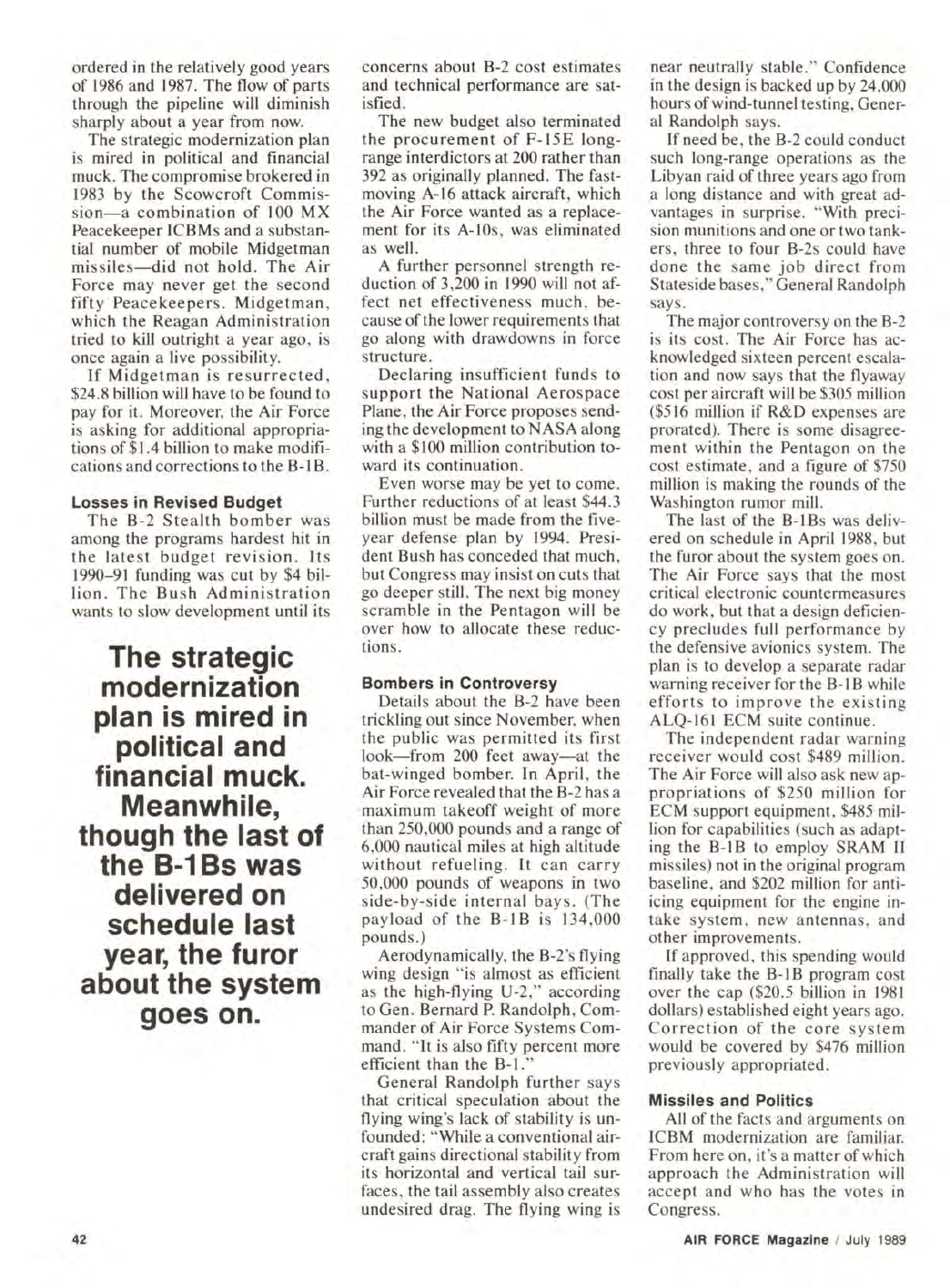ordered in the relatively good years of 1986 and 1987. The flow of parts through the pipeline will diminish sharply about a year from now.

The strategic modernization plan is mired in political and financial muck. The compromise brokered in 1983 by the Scowcroft Commission—a combination of 100 MX Peacekeeper ICBMs and a substantial number of mobile Midgetman missiles—did not hold. The Air Force may never get the second fifty Peacekeepers. Midgetman, which the Reagan Administration tried to kill outright a year ago, is once again a live possibility.

If Midgetman is resurrected, \$24.8 billion will have to be found to pay for it. Moreover, the Air Force is asking for additional appropriations of \$1.4 billion to make modifications and corrections to the B-1B.

### Losses in Revised Budget

The B-2 Stealth bomber was among the programs hardest hit in the latest budget revision. Its 1990–91 funding was cut by \$4 billion. The Bush Administration wants to slow development until its concerns about B-2 cost estimates and technical performance are satisfied.

**The strategic modernization plan is mired in political and financial muck. Meanwhile, though the last of the B-1Bs was delivered on schedule last year, the furor about the system goes on.**

The new budget also terminated the procurement of F-15E long-range interdictors at 200 rather than 392 as originally planned. The fast-moving A-16 attack aircraft, which the Air Force wanted as a replacement for its A-10s, was eliminated as well.

A further personnel strength reduction of 3,200 in 1990 will not affect net effectiveness much, because of the lower requirements that go along with drawdowns in force structure.

Declaring insufficient funds to support the National Aerospace Plane, the Air Force proposes sending the development to NASA along with a \$100 million contribution toward its continuation.

Even worse may be yet to come. Further reductions of at least \$44.3 billion must be made from the five-year defense plan by 1994. President Bush has conceded that much, but Congress may insist on cuts that go deeper still. The next big money scramble in the Pentagon will be over how to allocate these reductions.

### Bombers in Controversy

Details about the B-2 have been trickling out since November, when the public was permitted its first look—from 200 feet away—at the bat-winged bomber. In April, the Air Force revealed that the B-2 has a maximum takeoff weight of more than 250,000 pounds and a range of 6,000 nautical miles at high altitude without refueling. It can carry 50,000 pounds of weapons in two side-by-side internal bays. (The payload of the B-1B is 134,000 pounds.)

Aerodynamically, the B-2's flying wing design "is almost as efficient as the high-flying U-2," according to Gen. Bernard P. Randolph, Commander of Air Force Systems Command. "It is also fifty percent more efficient than the B-1."

General Randolph further says that critical speculation about the flying wing's lack of stability is unfounded: "While a conventional aircraft gains directional stability from its horizontal and vertical tail surfaces, the tail assembly also creates undesired drag. The flying wing is near neutrally stable." Confidence in the design is backed up by 24,000 hours of wind-tunnel testing, General Randolph says.

If need be, the B-2 could conduct such long-range operations as the Libyan raid of three years ago from a long distance and with great advantages in surprise. "With precision munitions and one or two tankers, three to four B-2s could have done the same job direct from Stateside bases," General Randolph says.

The major controversy on the B-2 is its cost. The Air Force has acknowledged sixteen percent escalation and now says that the flyaway cost per aircraft will be \$305 million (\$516 million if R&D expenses are prorated). There is some disagreement within the Pentagon on the cost estimate, and a figure of \$750 million is making the rounds of the Washington rumor mill.

The last of the B-1Bs was delivered on schedule in April 1988, but the furor about the system goes on. The Air Force says that the most critical electronic countermeasures do work, but that a design deficiency precludes full performance by the defensive avionics system. The plan is to develop a separate radar warning receiver for the B-1B while efforts to improve the existing ALQ-161 ECM suite continue.

The independent radar warning receiver would cost \$489 million. The Air Force will also ask new appropriations of \$250 million for ECM support equipment, \$485 million for capabilities (such as adapting the B-1B to employ SRAM II missiles) not in the original program baseline, and \$202 million for anti-icing equipment for the engine intake system, new antennas, and other improvements.

If approved, this spending would finally take the B-1B program cost over the cap (\$20.5 billion in 1981 dollars) established eight years ago. Correction of the core system would be covered by \$476 million previously appropriated.

### Missiles and Politics

All of the facts and arguments on ICBM modernization are familiar. From here on, it's a matter of which approach the Administration will accept and who has the votes in Congress.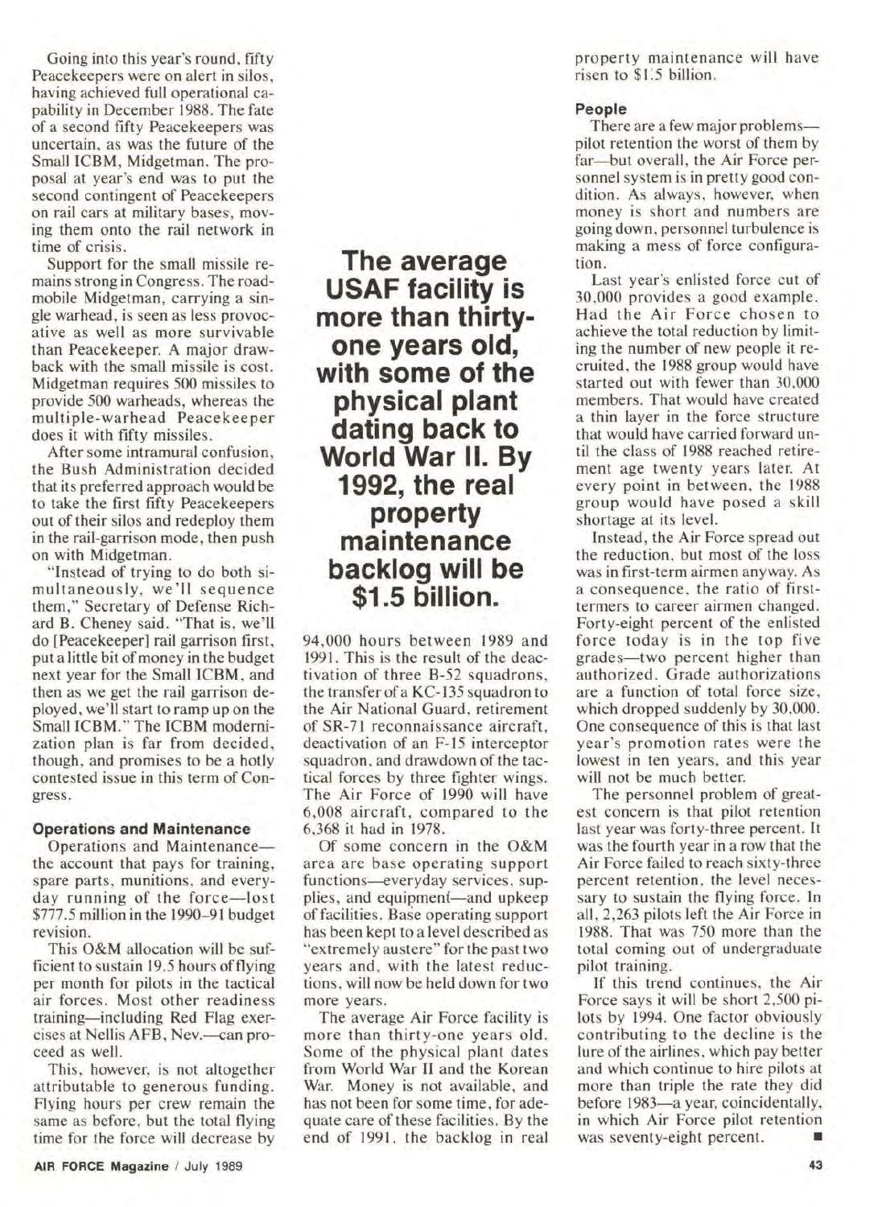Going into this year's round, fifty Peacekeepers were on alert in silos, having achieved full operational capability in December 1988. The fate of a second fifty Peacekeepers was uncertain, as was the future of the Small ICBM, Midgetman. The proposal at year's end was to put the second contingent of Peacekeepers on rail cars at military bases, moving them onto the rail network in time of crisis.

Support for the small missile remains strong in Congress. The road-mobile Midgetman, carrying a single warhead, is seen as less provocative as well as more survivable than Peacekeeper. A major drawback with the small missile is cost. Midgetman requires 500 missiles to provide 500 warheads, whereas the multiple-warhead Peacekeeper does it with fifty missiles.

After some intramural confusion, the Bush Administration decided that its preferred approach would be to take the first fifty Peacekeepers out of their silos and redeploy them in the rail-garrison mode, then push on with Midgetman.

"Instead of trying to do both simultaneously, we'll sequence them," Secretary of Defense Richard B. Cheney said. "That is, we'll do [Peacekeeper] rail garrison first, put a little bit of money in the budget next year for the Small ICBM, and then as we get the rail garrison deployed, we'll start to ramp up on the Small ICBM." The ICBM modernization plan is far from decided, though, and promises to be a hotly contested issue in this term of Congress.

### Operations and Maintenance

Operations and Maintenance—the account that pays for training, spare parts, munitions, and everyday running of the force—lost \$777.5 million in the 1990–91 budget revision.

This O&M allocation will be sufficient to sustain 19.5 hours of flying per month for pilots in the tactical air forces. Most other readiness training—including Red Flag exercises at Nellis AFB, Nev.—can proceed as well.

This, however, is not altogether attributable to generous funding. Flying hours per crew remain the same as before, but the total flying time for the force will decrease by 94,000 hours between 1989 and 1991. This is the result of the deactivation of three B-52 squadrons, the transfer of a KC-135 squadron to the Air National Guard, retirement of SR-71 reconnaissance aircraft, deactivation of an F-15 interceptor squadron, and drawdown of the tactical forces by three fighter wings. The Air Force of 1990 will have 6,008 aircraft, compared to the 6,368 it had in 1978.

**The average USAF facility is more than thirty-one years old, with some of the physical plant dating back to World War II. By 1992, the real property maintenance backlog will be \$1.5 billion.**

Of some concern in the O&M area are base operating support functions—everyday services, supplies, and equipment—and upkeep of facilities. Base operating support has been kept to a level described as "extremely austere" for the past two years and, with the latest reductions, will now be held down for two more years.

The average Air Force facility is more than thirty-one years old. Some of the physical plant dates from World War II and the Korean War. Money is not available, and has not been for some time, for adequate care of these facilities. By the end of 1991, the backlog in real property maintenance will have risen to \$1.5 billion.

### People

There are a few major problems—pilot retention the worst of them by far—but overall, the Air Force personnel system is in pretty good condition. As always, however, when money is short and numbers are going down, personnel turbulence is making a mess of force configuration.

Last year's enlisted force cut of 30,000 provides a good example. Had the Air Force chosen to achieve the total reduction by limiting the number of new people it recruited, the 1988 group would have started out with fewer than 30,000 members. That would have created a thin layer in the force structure that would have carried forward until the class of 1988 reached retirement age twenty years later. At every point in between, the 1988 group would have posed a skill shortage at its level.

Instead, the Air Force spread out the reduction, but most of the loss was in first-term airmen anyway. As a consequence, the ratio of first-termers to career airmen changed. Forty-eight percent of the enlisted force today is in the top five grades—two percent higher than authorized. Grade authorizations are a function of total force size, which dropped suddenly by 30,000. One consequence of this is that last year's promotion rates were the lowest in ten years, and this year will not be much better.

The personnel problem of greatest concern is that pilot retention last year was forty-three percent. It was the fourth year in a row that the Air Force failed to reach sixty-three percent retention, the level necessary to sustain the flying force. In all, 2,263 pilots left the Air Force in 1988. That was 750 more than the total coming out of undergraduate pilot training.

If this trend continues, the Air Force says it will be short 2,500 pilots by 1994. One factor obviously contributing to the decline is the lure of the airlines, which pay better and which continue to hire pilots at more than triple the rate they did before 1983—a year, coincidentally, in which Air Force pilot retention was seventy-eight percent. ■